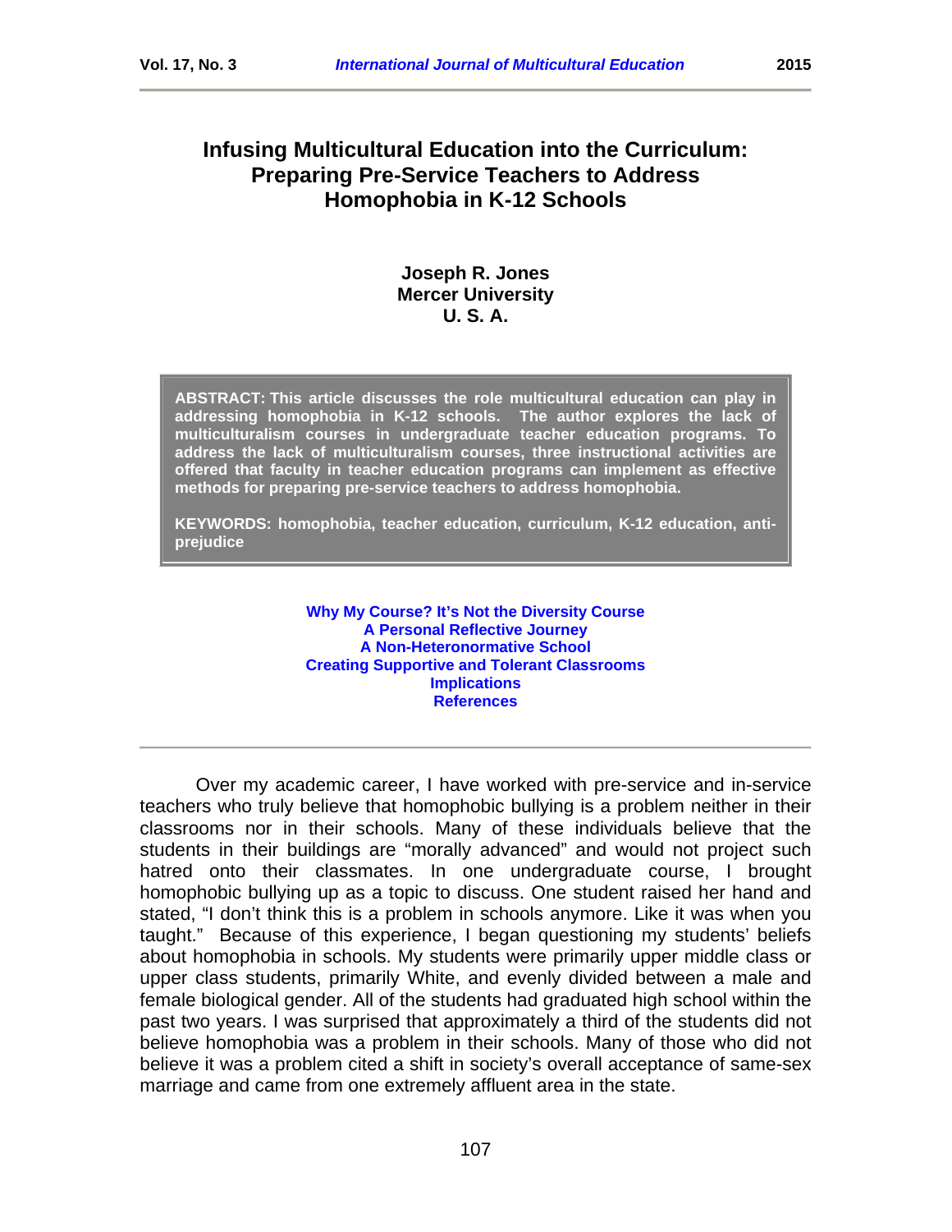# Infusing Multicultural Education into the Curriculum: Preparing Pre-Service Teachers to Address Homophobia in K-12 Schools

**Joseph R. Jones**
**Mercer University**
**U. S. A.**

**ABSTRACT: This article discusses the role multicultural education can play in addressing homophobia in K-12 schools. The author explores the lack of multiculturalism courses in undergraduate teacher education programs. To address the lack of multiculturalism courses, three instructional activities are offered that faculty in teacher education programs can implement as effective methods for preparing pre-service teachers to address homophobia.**

**KEYWORDS: homophobia, teacher education, curriculum, K-12 education, anti-prejudice**

**Why My Course? It's Not the Diversity Course**
**A Personal Reflective Journey**
**A Non-Heteronormative School**
**Creating Supportive and Tolerant Classrooms**
**Implications**
**References**

---

Over my academic career, I have worked with pre-service and in-service teachers who truly believe that homophobic bullying is a problem neither in their classrooms nor in their schools. Many of these individuals believe that the students in their buildings are "morally advanced" and would not project such hatred onto their classmates. In one undergraduate course, I brought homophobic bullying up as a topic to discuss. One student raised her hand and stated, "I don't think this is a problem in schools anymore. Like it was when you taught." Because of this experience, I began questioning my students' beliefs about homophobia in schools. My students were primarily upper middle class or upper class students, primarily White, and evenly divided between a male and female biological gender. All of the students had graduated high school within the past two years. I was surprised that approximately a third of the students did not believe homophobia was a problem in their schools. Many of those who did not believe it was a problem cited a shift in society's overall acceptance of same-sex marriage and came from one extremely affluent area in the state.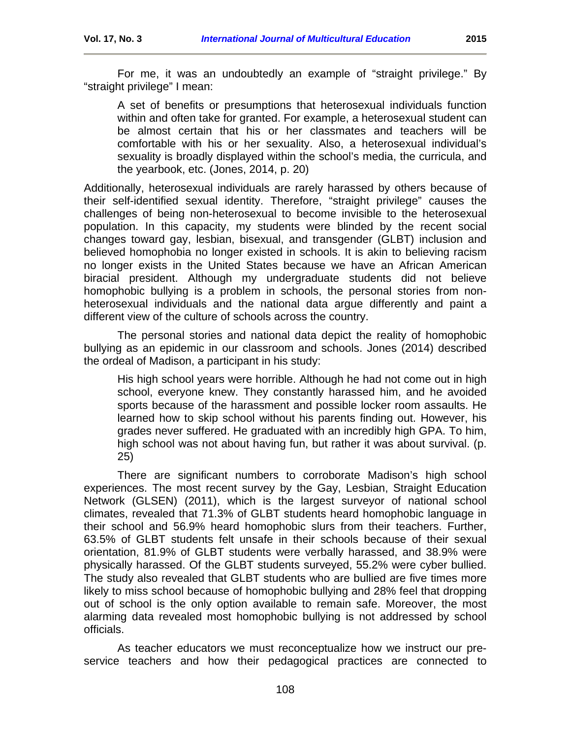For me, it was an undoubtedly an example of "straight privilege." By "straight privilege" I mean:

> A set of benefits or presumptions that heterosexual individuals function within and often take for granted. For example, a heterosexual student can be almost certain that his or her classmates and teachers will be comfortable with his or her sexuality. Also, a heterosexual individual's sexuality is broadly displayed within the school's media, the curricula, and the yearbook, etc. (Jones, 2014, p. 20)

Additionally, heterosexual individuals are rarely harassed by others because of their self-identified sexual identity. Therefore, "straight privilege" causes the challenges of being non-heterosexual to become invisible to the heterosexual population. In this capacity, my students were blinded by the recent social changes toward gay, lesbian, bisexual, and transgender (GLBT) inclusion and believed homophobia no longer existed in schools. It is akin to believing racism no longer exists in the United States because we have an African American biracial president. Although my undergraduate students did not believe homophobic bullying is a problem in schools, the personal stories from non-heterosexual individuals and the national data argue differently and paint a different view of the culture of schools across the country.

The personal stories and national data depict the reality of homophobic bullying as an epidemic in our classroom and schools. Jones (2014) described the ordeal of Madison, a participant in his study:

> His high school years were horrible. Although he had not come out in high school, everyone knew. They constantly harassed him, and he avoided sports because of the harassment and possible locker room assaults. He learned how to skip school without his parents finding out. However, his grades never suffered. He graduated with an incredibly high GPA. To him, high school was not about having fun, but rather it was about survival. (p. 25)

There are significant numbers to corroborate Madison's high school experiences. The most recent survey by the Gay, Lesbian, Straight Education Network (GLSEN) (2011), which is the largest surveyor of national school climates, revealed that 71.3% of GLBT students heard homophobic language in their school and 56.9% heard homophobic slurs from their teachers. Further, 63.5% of GLBT students felt unsafe in their schools because of their sexual orientation, 81.9% of GLBT students were verbally harassed, and 38.9% were physically harassed. Of the GLBT students surveyed, 55.2% were cyber bullied. The study also revealed that GLBT students who are bullied are five times more likely to miss school because of homophobic bullying and 28% feel that dropping out of school is the only option available to remain safe. Moreover, the most alarming data revealed most homophobic bullying is not addressed by school officials.

As teacher educators we must reconceptualize how we instruct our pre-service teachers and how their pedagogical practices are connected to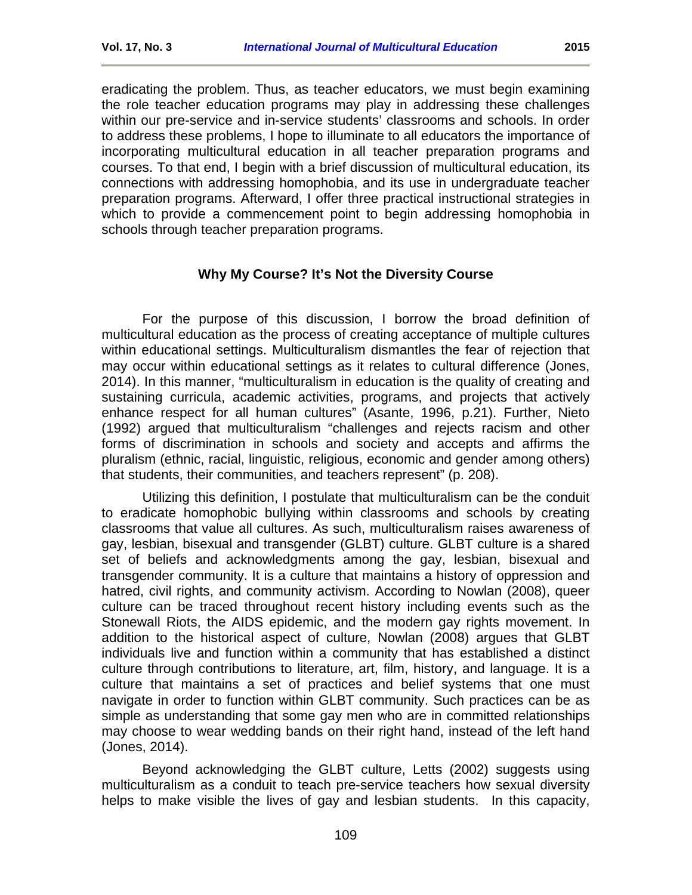eradicating the problem. Thus, as teacher educators, we must begin examining the role teacher education programs may play in addressing these challenges within our pre-service and in-service students' classrooms and schools. In order to address these problems, I hope to illuminate to all educators the importance of incorporating multicultural education in all teacher preparation programs and courses. To that end, I begin with a brief discussion of multicultural education, its connections with addressing homophobia, and its use in undergraduate teacher preparation programs. Afterward, I offer three practical instructional strategies in which to provide a commencement point to begin addressing homophobia in schools through teacher preparation programs.

## Why My Course? It's Not the Diversity Course

For the purpose of this discussion, I borrow the broad definition of multicultural education as the process of creating acceptance of multiple cultures within educational settings. Multiculturalism dismantles the fear of rejection that may occur within educational settings as it relates to cultural difference (Jones, 2014). In this manner, "multiculturalism in education is the quality of creating and sustaining curricula, academic activities, programs, and projects that actively enhance respect for all human cultures" (Asante, 1996, p.21). Further, Nieto (1992) argued that multiculturalism "challenges and rejects racism and other forms of discrimination in schools and society and accepts and affirms the pluralism (ethnic, racial, linguistic, religious, economic and gender among others) that students, their communities, and teachers represent" (p. 208).

Utilizing this definition, I postulate that multiculturalism can be the conduit to eradicate homophobic bullying within classrooms and schools by creating classrooms that value all cultures. As such, multiculturalism raises awareness of gay, lesbian, bisexual and transgender (GLBT) culture. GLBT culture is a shared set of beliefs and acknowledgments among the gay, lesbian, bisexual and transgender community. It is a culture that maintains a history of oppression and hatred, civil rights, and community activism. According to Nowlan (2008), queer culture can be traced throughout recent history including events such as the Stonewall Riots, the AIDS epidemic, and the modern gay rights movement. In addition to the historical aspect of culture, Nowlan (2008) argues that GLBT individuals live and function within a community that has established a distinct culture through contributions to literature, art, film, history, and language. It is a culture that maintains a set of practices and belief systems that one must navigate in order to function within GLBT community. Such practices can be as simple as understanding that some gay men who are in committed relationships may choose to wear wedding bands on their right hand, instead of the left hand (Jones, 2014).

Beyond acknowledging the GLBT culture, Letts (2002) suggests using multiculturalism as a conduit to teach pre-service teachers how sexual diversity helps to make visible the lives of gay and lesbian students. In this capacity,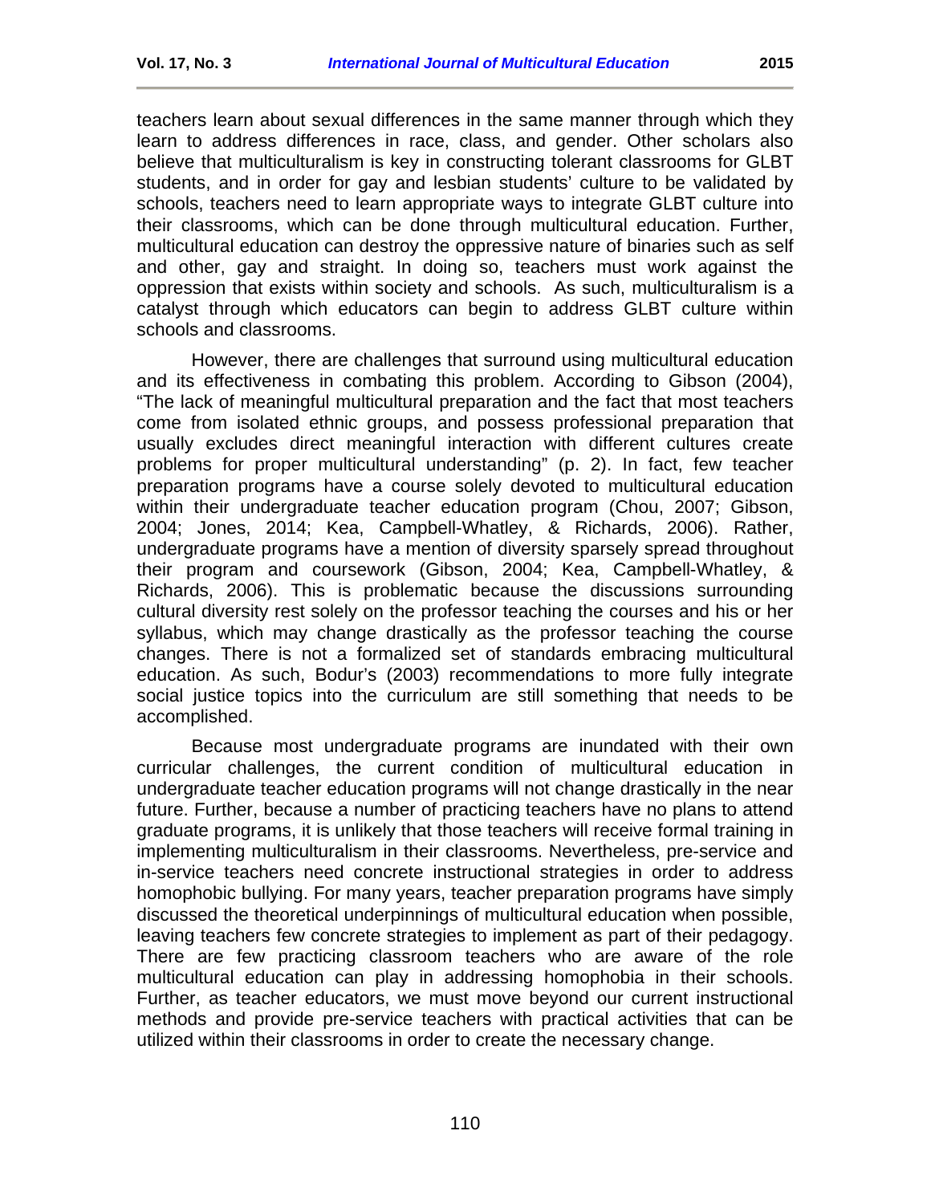teachers learn about sexual differences in the same manner through which they learn to address differences in race, class, and gender. Other scholars also believe that multiculturalism is key in constructing tolerant classrooms for GLBT students, and in order for gay and lesbian students' culture to be validated by schools, teachers need to learn appropriate ways to integrate GLBT culture into their classrooms, which can be done through multicultural education. Further, multicultural education can destroy the oppressive nature of binaries such as self and other, gay and straight. In doing so, teachers must work against the oppression that exists within society and schools. As such, multiculturalism is a catalyst through which educators can begin to address GLBT culture within schools and classrooms.

However, there are challenges that surround using multicultural education and its effectiveness in combating this problem. According to Gibson (2004), "The lack of meaningful multicultural preparation and the fact that most teachers come from isolated ethnic groups, and possess professional preparation that usually excludes direct meaningful interaction with different cultures create problems for proper multicultural understanding" (p. 2). In fact, few teacher preparation programs have a course solely devoted to multicultural education within their undergraduate teacher education program (Chou, 2007; Gibson, 2004; Jones, 2014; Kea, Campbell-Whatley, & Richards, 2006). Rather, undergraduate programs have a mention of diversity sparsely spread throughout their program and coursework (Gibson, 2004; Kea, Campbell-Whatley, & Richards, 2006). This is problematic because the discussions surrounding cultural diversity rest solely on the professor teaching the courses and his or her syllabus, which may change drastically as the professor teaching the course changes. There is not a formalized set of standards embracing multicultural education. As such, Bodur's (2003) recommendations to more fully integrate social justice topics into the curriculum are still something that needs to be accomplished.

Because most undergraduate programs are inundated with their own curricular challenges, the current condition of multicultural education in undergraduate teacher education programs will not change drastically in the near future. Further, because a number of practicing teachers have no plans to attend graduate programs, it is unlikely that those teachers will receive formal training in implementing multiculturalism in their classrooms. Nevertheless, pre-service and in-service teachers need concrete instructional strategies in order to address homophobic bullying. For many years, teacher preparation programs have simply discussed the theoretical underpinnings of multicultural education when possible, leaving teachers few concrete strategies to implement as part of their pedagogy. There are few practicing classroom teachers who are aware of the role multicultural education can play in addressing homophobia in their schools. Further, as teacher educators, we must move beyond our current instructional methods and provide pre-service teachers with practical activities that can be utilized within their classrooms in order to create the necessary change.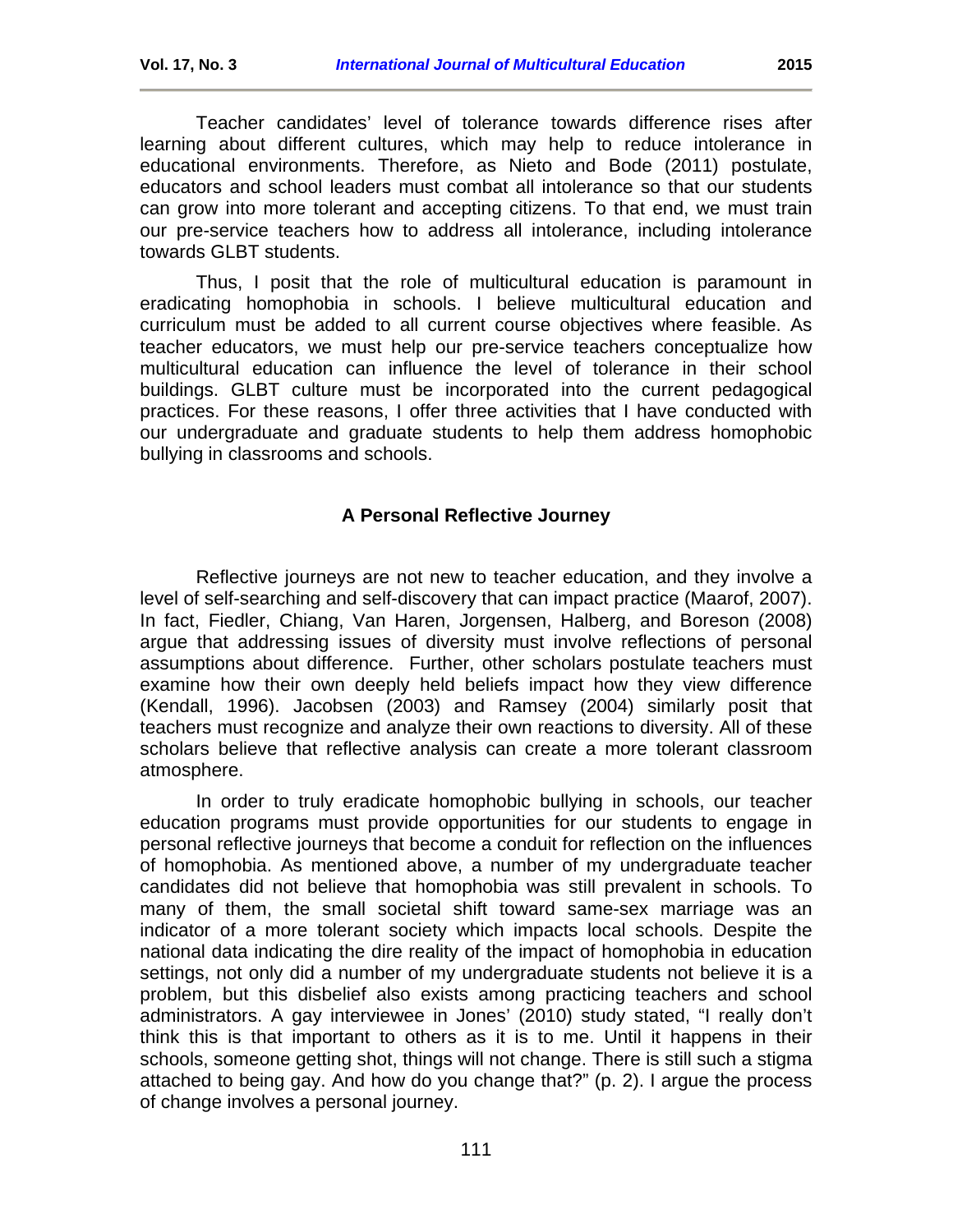Teacher candidates' level of tolerance towards difference rises after learning about different cultures, which may help to reduce intolerance in educational environments. Therefore, as Nieto and Bode (2011) postulate, educators and school leaders must combat all intolerance so that our students can grow into more tolerant and accepting citizens. To that end, we must train our pre-service teachers how to address all intolerance, including intolerance towards GLBT students.

Thus, I posit that the role of multicultural education is paramount in eradicating homophobia in schools. I believe multicultural education and curriculum must be added to all current course objectives where feasible. As teacher educators, we must help our pre-service teachers conceptualize how multicultural education can influence the level of tolerance in their school buildings. GLBT culture must be incorporated into the current pedagogical practices. For these reasons, I offer three activities that I have conducted with our undergraduate and graduate students to help them address homophobic bullying in classrooms and schools.

## A Personal Reflective Journey

Reflective journeys are not new to teacher education, and they involve a level of self-searching and self-discovery that can impact practice (Maarof, 2007). In fact, Fiedler, Chiang, Van Haren, Jorgensen, Halberg, and Boreson (2008) argue that addressing issues of diversity must involve reflections of personal assumptions about difference. Further, other scholars postulate teachers must examine how their own deeply held beliefs impact how they view difference (Kendall, 1996). Jacobsen (2003) and Ramsey (2004) similarly posit that teachers must recognize and analyze their own reactions to diversity. All of these scholars believe that reflective analysis can create a more tolerant classroom atmosphere.

In order to truly eradicate homophobic bullying in schools, our teacher education programs must provide opportunities for our students to engage in personal reflective journeys that become a conduit for reflection on the influences of homophobia. As mentioned above, a number of my undergraduate teacher candidates did not believe that homophobia was still prevalent in schools. To many of them, the small societal shift toward same-sex marriage was an indicator of a more tolerant society which impacts local schools. Despite the national data indicating the dire reality of the impact of homophobia in education settings, not only did a number of my undergraduate students not believe it is a problem, but this disbelief also exists among practicing teachers and school administrators. A gay interviewee in Jones' (2010) study stated, "I really don't think this is that important to others as it is to me. Until it happens in their schools, someone getting shot, things will not change. There is still such a stigma attached to being gay. And how do you change that?" (p. 2). I argue the process of change involves a personal journey.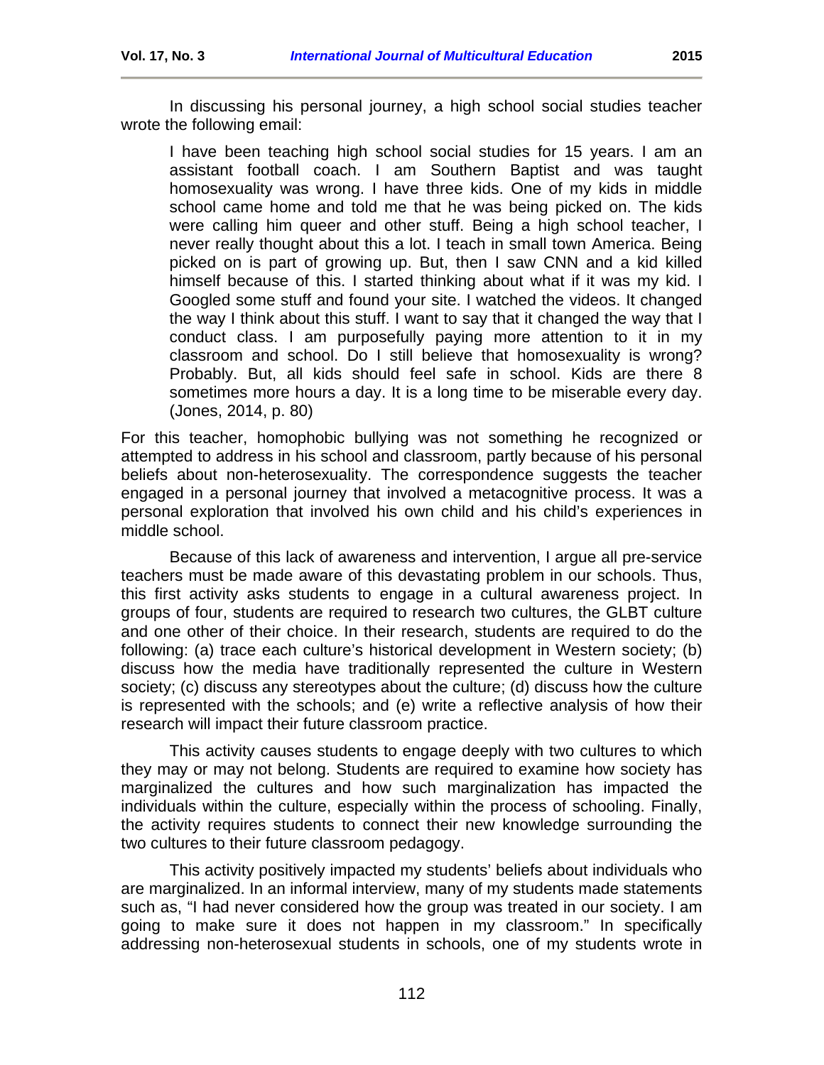In discussing his personal journey, a high school social studies teacher wrote the following email:

> I have been teaching high school social studies for 15 years. I am an assistant football coach. I am Southern Baptist and was taught homosexuality was wrong. I have three kids. One of my kids in middle school came home and told me that he was being picked on. The kids were calling him queer and other stuff. Being a high school teacher, I never really thought about this a lot. I teach in small town America. Being picked on is part of growing up. But, then I saw CNN and a kid killed himself because of this. I started thinking about what if it was my kid. I Googled some stuff and found your site. I watched the videos. It changed the way I think about this stuff. I want to say that it changed the way that I conduct class. I am purposefully paying more attention to it in my classroom and school. Do I still believe that homosexuality is wrong? Probably. But, all kids should feel safe in school. Kids are there 8 sometimes more hours a day. It is a long time to be miserable every day. (Jones, 2014, p. 80)

For this teacher, homophobic bullying was not something he recognized or attempted to address in his school and classroom, partly because of his personal beliefs about non-heterosexuality. The correspondence suggests the teacher engaged in a personal journey that involved a metacognitive process. It was a personal exploration that involved his own child and his child's experiences in middle school.

Because of this lack of awareness and intervention, I argue all pre-service teachers must be made aware of this devastating problem in our schools. Thus, this first activity asks students to engage in a cultural awareness project. In groups of four, students are required to research two cultures, the GLBT culture and one other of their choice. In their research, students are required to do the following: (a) trace each culture's historical development in Western society; (b) discuss how the media have traditionally represented the culture in Western society; (c) discuss any stereotypes about the culture; (d) discuss how the culture is represented with the schools; and (e) write a reflective analysis of how their research will impact their future classroom practice.

This activity causes students to engage deeply with two cultures to which they may or may not belong. Students are required to examine how society has marginalized the cultures and how such marginalization has impacted the individuals within the culture, especially within the process of schooling. Finally, the activity requires students to connect their new knowledge surrounding the two cultures to their future classroom pedagogy.

This activity positively impacted my students' beliefs about individuals who are marginalized. In an informal interview, many of my students made statements such as, "I had never considered how the group was treated in our society. I am going to make sure it does not happen in my classroom." In specifically addressing non-heterosexual students in schools, one of my students wrote in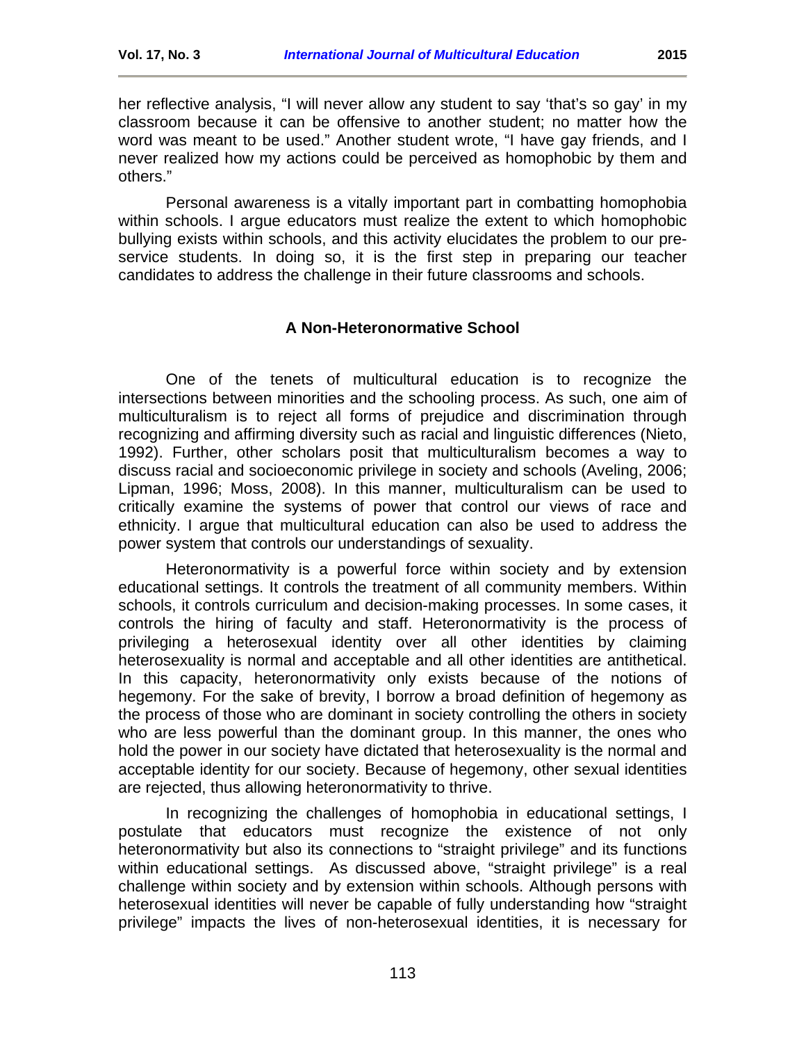her reflective analysis, "I will never allow any student to say 'that's so gay' in my classroom because it can be offensive to another student; no matter how the word was meant to be used." Another student wrote, "I have gay friends, and I never realized how my actions could be perceived as homophobic by them and others."

Personal awareness is a vitally important part in combatting homophobia within schools. I argue educators must realize the extent to which homophobic bullying exists within schools, and this activity elucidates the problem to our pre-service students. In doing so, it is the first step in preparing our teacher candidates to address the challenge in their future classrooms and schools.

## A Non-Heteronormative School

One of the tenets of multicultural education is to recognize the intersections between minorities and the schooling process. As such, one aim of multiculturalism is to reject all forms of prejudice and discrimination through recognizing and affirming diversity such as racial and linguistic differences (Nieto, 1992). Further, other scholars posit that multiculturalism becomes a way to discuss racial and socioeconomic privilege in society and schools (Aveling, 2006; Lipman, 1996; Moss, 2008). In this manner, multiculturalism can be used to critically examine the systems of power that control our views of race and ethnicity. I argue that multicultural education can also be used to address the power system that controls our understandings of sexuality.

Heteronormativity is a powerful force within society and by extension educational settings. It controls the treatment of all community members. Within schools, it controls curriculum and decision-making processes. In some cases, it controls the hiring of faculty and staff. Heteronormativity is the process of privileging a heterosexual identity over all other identities by claiming heterosexuality is normal and acceptable and all other identities are antithetical. In this capacity, heteronormativity only exists because of the notions of hegemony. For the sake of brevity, I borrow a broad definition of hegemony as the process of those who are dominant in society controlling the others in society who are less powerful than the dominant group. In this manner, the ones who hold the power in our society have dictated that heterosexuality is the normal and acceptable identity for our society. Because of hegemony, other sexual identities are rejected, thus allowing heteronormativity to thrive.

In recognizing the challenges of homophobia in educational settings, I postulate that educators must recognize the existence of not only heteronormativity but also its connections to "straight privilege" and its functions within educational settings. As discussed above, "straight privilege" is a real challenge within society and by extension within schools. Although persons with heterosexual identities will never be capable of fully understanding how "straight privilege" impacts the lives of non-heterosexual identities, it is necessary for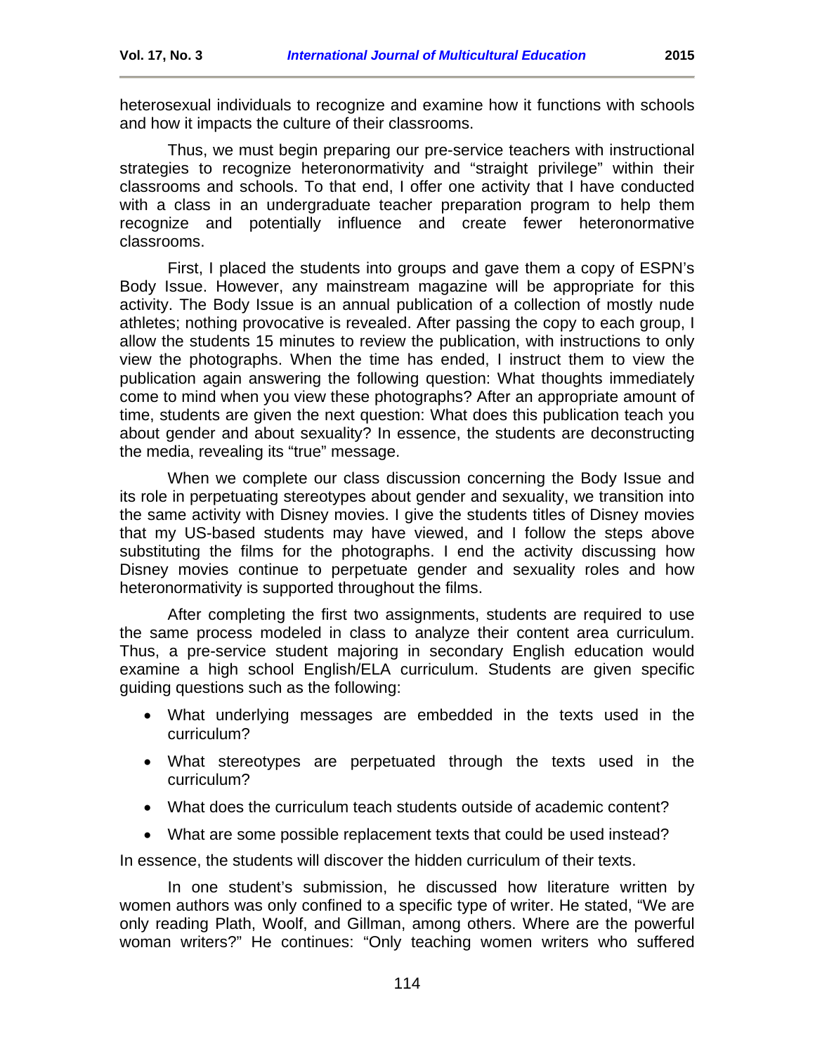heterosexual individuals to recognize and examine how it functions with schools and how it impacts the culture of their classrooms.

Thus, we must begin preparing our pre-service teachers with instructional strategies to recognize heteronormativity and "straight privilege" within their classrooms and schools. To that end, I offer one activity that I have conducted with a class in an undergraduate teacher preparation program to help them recognize and potentially influence and create fewer heteronormative classrooms.

First, I placed the students into groups and gave them a copy of ESPN's Body Issue. However, any mainstream magazine will be appropriate for this activity. The Body Issue is an annual publication of a collection of mostly nude athletes; nothing provocative is revealed. After passing the copy to each group, I allow the students 15 minutes to review the publication, with instructions to only view the photographs. When the time has ended, I instruct them to view the publication again answering the following question: What thoughts immediately come to mind when you view these photographs? After an appropriate amount of time, students are given the next question: What does this publication teach you about gender and about sexuality? In essence, the students are deconstructing the media, revealing its "true" message.

When we complete our class discussion concerning the Body Issue and its role in perpetuating stereotypes about gender and sexuality, we transition into the same activity with Disney movies. I give the students titles of Disney movies that my US-based students may have viewed, and I follow the steps above substituting the films for the photographs. I end the activity discussing how Disney movies continue to perpetuate gender and sexuality roles and how heteronormativity is supported throughout the films.

After completing the first two assignments, students are required to use the same process modeled in class to analyze their content area curriculum. Thus, a pre-service student majoring in secondary English education would examine a high school English/ELA curriculum. Students are given specific guiding questions such as the following:

- What underlying messages are embedded in the texts used in the curriculum?
- What stereotypes are perpetuated through the texts used in the curriculum?
- What does the curriculum teach students outside of academic content?
- What are some possible replacement texts that could be used instead?

In essence, the students will discover the hidden curriculum of their texts.

In one student's submission, he discussed how literature written by women authors was only confined to a specific type of writer. He stated, "We are only reading Plath, Woolf, and Gillman, among others. Where are the powerful woman writers?" He continues: "Only teaching women writers who suffered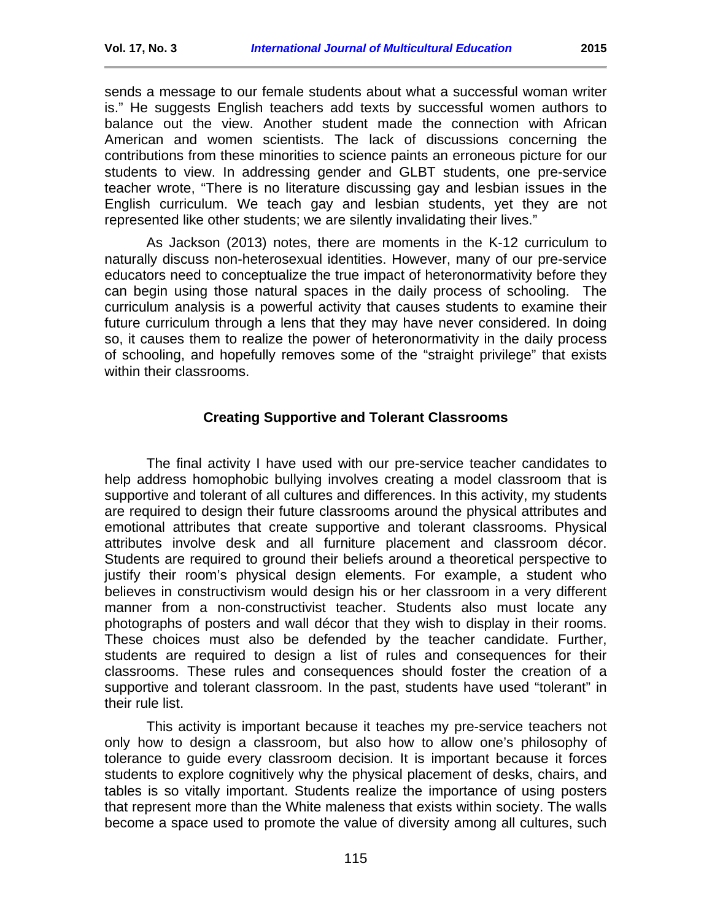sends a message to our female students about what a successful woman writer is." He suggests English teachers add texts by successful women authors to balance out the view. Another student made the connection with African American and women scientists. The lack of discussions concerning the contributions from these minorities to science paints an erroneous picture for our students to view. In addressing gender and GLBT students, one pre-service teacher wrote, "There is no literature discussing gay and lesbian issues in the English curriculum. We teach gay and lesbian students, yet they are not represented like other students; we are silently invalidating their lives."

As Jackson (2013) notes, there are moments in the K-12 curriculum to naturally discuss non-heterosexual identities. However, many of our pre-service educators need to conceptualize the true impact of heteronormativity before they can begin using those natural spaces in the daily process of schooling. The curriculum analysis is a powerful activity that causes students to examine their future curriculum through a lens that they may have never considered. In doing so, it causes them to realize the power of heteronormativity in the daily process of schooling, and hopefully removes some of the "straight privilege" that exists within their classrooms.

## Creating Supportive and Tolerant Classrooms

The final activity I have used with our pre-service teacher candidates to help address homophobic bullying involves creating a model classroom that is supportive and tolerant of all cultures and differences. In this activity, my students are required to design their future classrooms around the physical attributes and emotional attributes that create supportive and tolerant classrooms. Physical attributes involve desk and all furniture placement and classroom décor. Students are required to ground their beliefs around a theoretical perspective to justify their room's physical design elements. For example, a student who believes in constructivism would design his or her classroom in a very different manner from a non-constructivist teacher. Students also must locate any photographs of posters and wall décor that they wish to display in their rooms. These choices must also be defended by the teacher candidate. Further, students are required to design a list of rules and consequences for their classrooms. These rules and consequences should foster the creation of a supportive and tolerant classroom. In the past, students have used "tolerant" in their rule list.

This activity is important because it teaches my pre-service teachers not only how to design a classroom, but also how to allow one's philosophy of tolerance to guide every classroom decision. It is important because it forces students to explore cognitively why the physical placement of desks, chairs, and tables is so vitally important. Students realize the importance of using posters that represent more than the White maleness that exists within society. The walls become a space used to promote the value of diversity among all cultures, such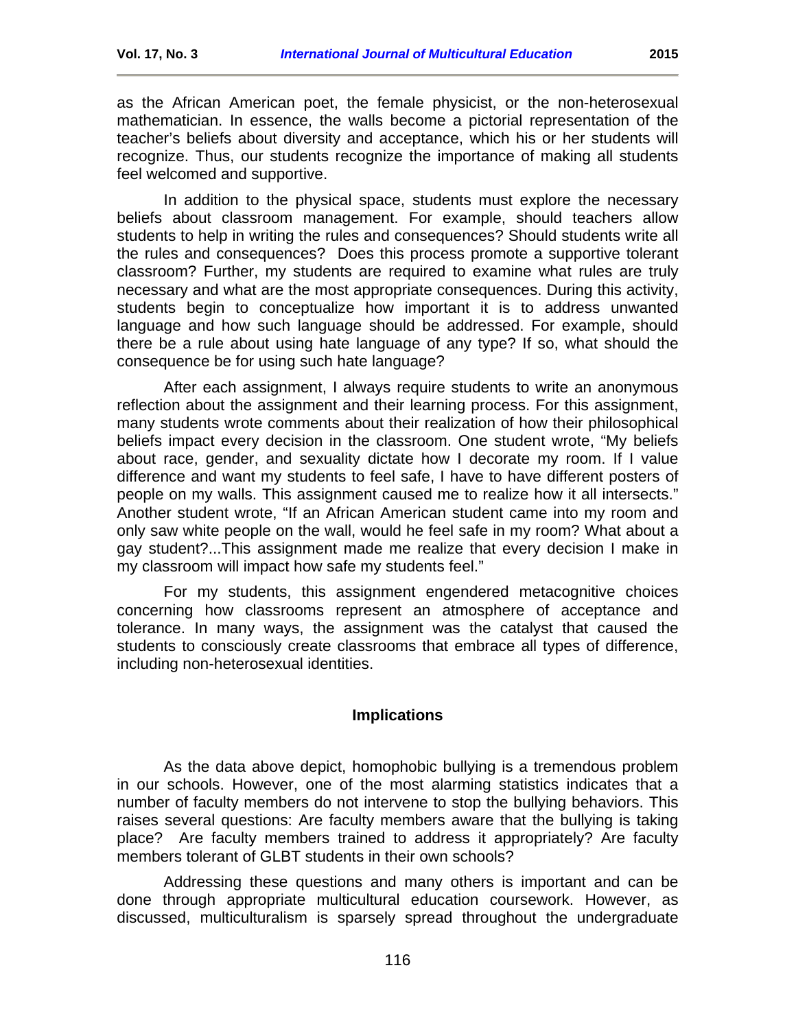as the African American poet, the female physicist, or the non-heterosexual mathematician. In essence, the walls become a pictorial representation of the teacher's beliefs about diversity and acceptance, which his or her students will recognize. Thus, our students recognize the importance of making all students feel welcomed and supportive.

In addition to the physical space, students must explore the necessary beliefs about classroom management. For example, should teachers allow students to help in writing the rules and consequences? Should students write all the rules and consequences? Does this process promote a supportive tolerant classroom? Further, my students are required to examine what rules are truly necessary and what are the most appropriate consequences. During this activity, students begin to conceptualize how important it is to address unwanted language and how such language should be addressed. For example, should there be a rule about using hate language of any type? If so, what should the consequence be for using such hate language?

After each assignment, I always require students to write an anonymous reflection about the assignment and their learning process. For this assignment, many students wrote comments about their realization of how their philosophical beliefs impact every decision in the classroom. One student wrote, "My beliefs about race, gender, and sexuality dictate how I decorate my room. If I value difference and want my students to feel safe, I have to have different posters of people on my walls. This assignment caused me to realize how it all intersects." Another student wrote, "If an African American student came into my room and only saw white people on the wall, would he feel safe in my room? What about a gay student?...This assignment made me realize that every decision I make in my classroom will impact how safe my students feel."

For my students, this assignment engendered metacognitive choices concerning how classrooms represent an atmosphere of acceptance and tolerance. In many ways, the assignment was the catalyst that caused the students to consciously create classrooms that embrace all types of difference, including non-heterosexual identities.

## Implications

As the data above depict, homophobic bullying is a tremendous problem in our schools. However, one of the most alarming statistics indicates that a number of faculty members do not intervene to stop the bullying behaviors. This raises several questions: Are faculty members aware that the bullying is taking place? Are faculty members trained to address it appropriately? Are faculty members tolerant of GLBT students in their own schools?

Addressing these questions and many others is important and can be done through appropriate multicultural education coursework. However, as discussed, multiculturalism is sparsely spread throughout the undergraduate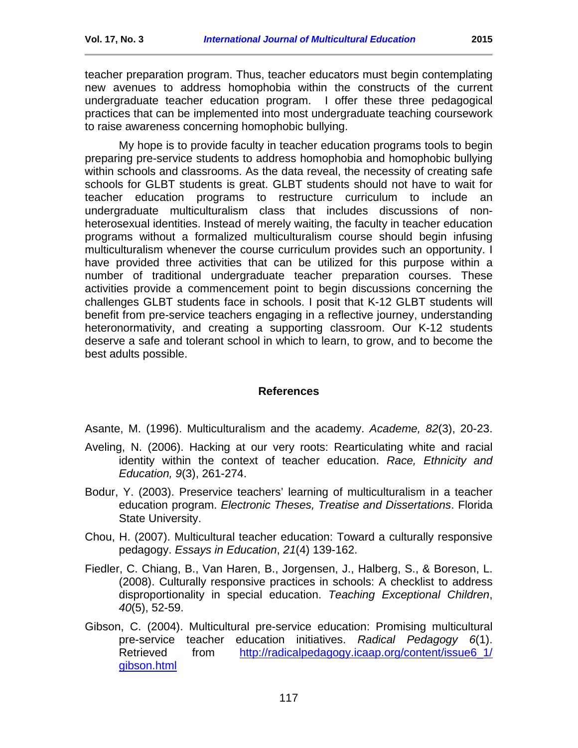teacher preparation program. Thus, teacher educators must begin contemplating new avenues to address homophobia within the constructs of the current undergraduate teacher education program.  I offer these three pedagogical practices that can be implemented into most undergraduate teaching coursework to raise awareness concerning homophobic bullying.

My hope is to provide faculty in teacher education programs tools to begin preparing pre-service students to address homophobia and homophobic bullying within schools and classrooms. As the data reveal, the necessity of creating safe schools for GLBT students is great. GLBT students should not have to wait for teacher education programs to restructure curriculum to include an undergraduate multiculturalism class that includes discussions of non-heterosexual identities. Instead of merely waiting, the faculty in teacher education programs without a formalized multiculturalism course should begin infusing multiculturalism whenever the course curriculum provides such an opportunity. I have provided three activities that can be utilized for this purpose within a number of traditional undergraduate teacher preparation courses. These activities provide a commencement point to begin discussions concerning the challenges GLBT students face in schools. I posit that K-12 GLBT students will benefit from pre-service teachers engaging in a reflective journey, understanding heteronormativity, and creating a supporting classroom. Our K-12 students deserve a safe and tolerant school in which to learn, to grow, and to become the best adults possible.

## References

Asante, M. (1996). Multiculturalism and the academy. *Academe, 82*(3), 20-23.

Aveling, N. (2006). Hacking at our very roots: Rearticulating white and racial identity within the context of teacher education. *Race, Ethnicity and Education, 9*(3), 261-274.

Bodur, Y. (2003). Preservice teachers' learning of multiculturalism in a teacher education program. *Electronic Theses, Treatise and Dissertations*. Florida State University.

Chou, H. (2007). Multicultural teacher education: Toward a culturally responsive pedagogy. *Essays in Education*, *21*(4) 139-162.

Fiedler, C. Chiang, B., Van Haren, B., Jorgensen, J., Halberg, S., & Boreson, L. (2008). Culturally responsive practices in schools: A checklist to address disproportionality in special education. *Teaching Exceptional Children*, *40*(5), 52-59.

Gibson, C. (2004). Multicultural pre-service education: Promising multicultural pre-service teacher education initiatives. *Radical Pedagogy 6*(1). Retrieved from http://radicalpedagogy.icaap.org/content/issue6_1/gibson.html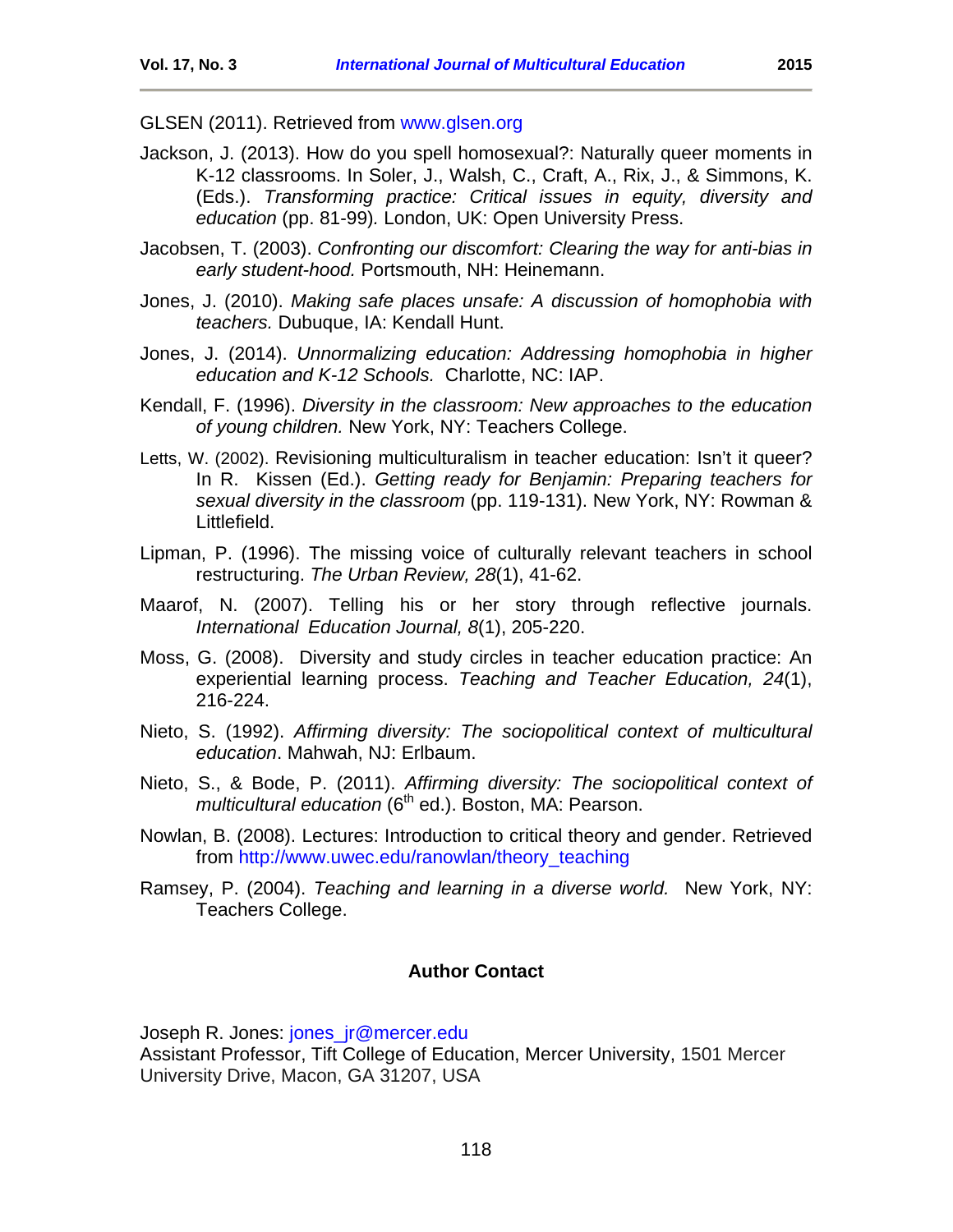GLSEN (2011). Retrieved from www.glsen.org

Jackson, J. (2013). How do you spell homosexual?: Naturally queer moments in K-12 classrooms. In Soler, J., Walsh, C., Craft, A., Rix, J., & Simmons, K. (Eds.). *Transforming practice: Critical issues in equity, diversity and education* (pp. 81-99). London, UK: Open University Press.

Jacobsen, T. (2003). *Confronting our discomfort: Clearing the way for anti-bias in early student-hood.* Portsmouth, NH: Heinemann.

Jones, J. (2010). *Making safe places unsafe: A discussion of homophobia with teachers.* Dubuque, IA: Kendall Hunt.

Jones, J. (2014). *Unnormalizing education: Addressing homophobia in higher education and K-12 Schools.* Charlotte, NC: IAP.

Kendall, F. (1996). *Diversity in the classroom: New approaches to the education of young children.* New York, NY: Teachers College.

Letts, W. (2002). Revisioning multiculturalism in teacher education: Isn't it queer? In R. Kissen (Ed.). *Getting ready for Benjamin: Preparing teachers for sexual diversity in the classroom* (pp. 119-131). New York, NY: Rowman & Littlefield.

Lipman, P. (1996). The missing voice of culturally relevant teachers in school restructuring. *The Urban Review, 28*(1), 41-62.

Maarof, N. (2007). Telling his or her story through reflective journals. *International Education Journal, 8*(1), 205-220.

Moss, G. (2008). Diversity and study circles in teacher education practice: An experiential learning process. *Teaching and Teacher Education, 24*(1), 216-224.

Nieto, S. (1992). *Affirming diversity: The sociopolitical context of multicultural education*. Mahwah, NJ: Erlbaum.

Nieto, S., & Bode, P. (2011). *Affirming diversity: The sociopolitical context of multicultural education* (6th ed.). Boston, MA: Pearson.

Nowlan, B. (2008). Lectures: Introduction to critical theory and gender. Retrieved from http://www.uwec.edu/ranowlan/theory_teaching

Ramsey, P. (2004). *Teaching and learning in a diverse world.* New York, NY: Teachers College.

## Author Contact

Joseph R. Jones: jones_jr@mercer.edu
Assistant Professor, Tift College of Education, Mercer University, 1501 Mercer University Drive, Macon, GA 31207, USA